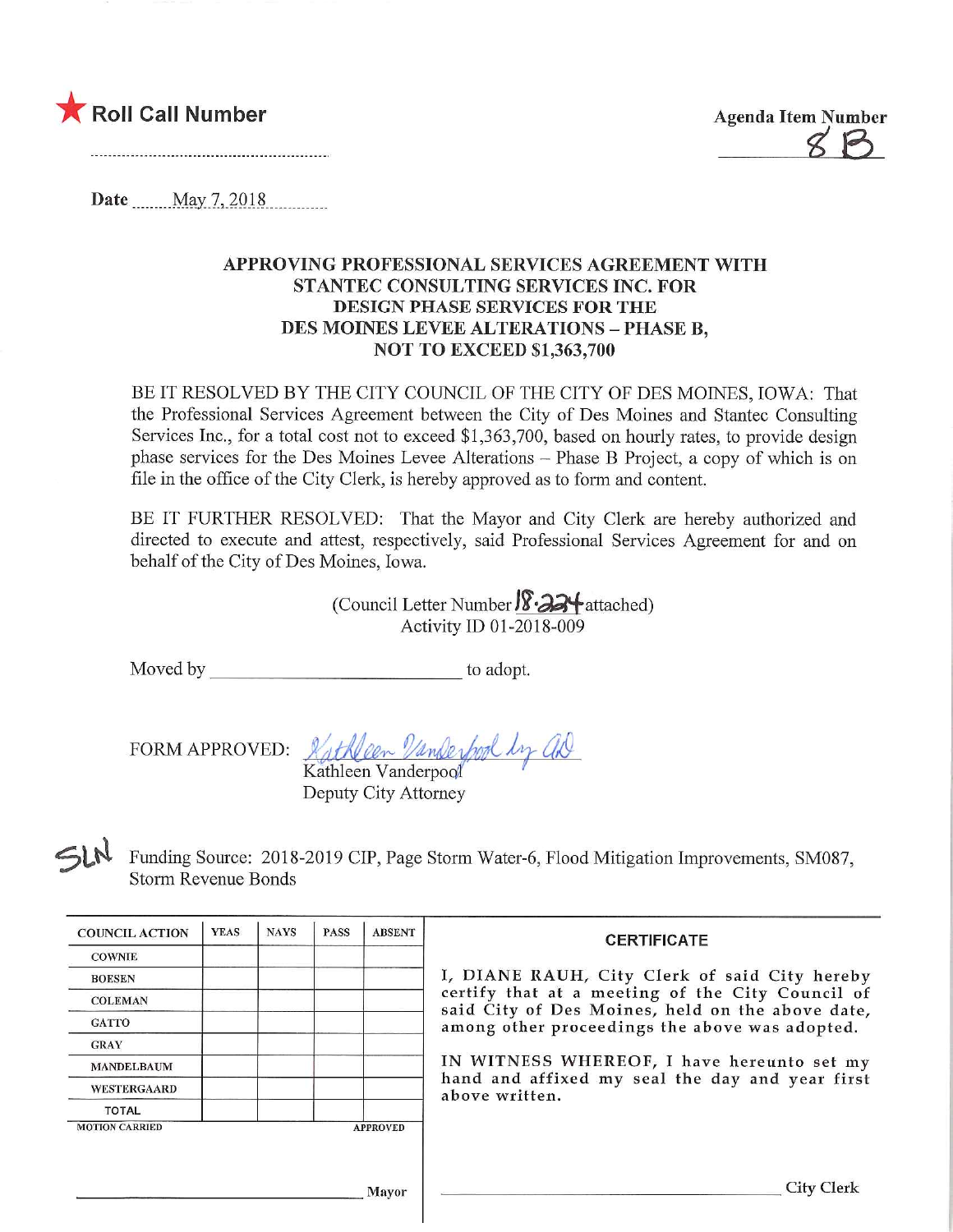★ **Roll Call Number**

**Agenda Item Number** 8B

Date May 7, 2018

**APPROVING PROFESSIONAL SERVICES AGREEMENT WITH STANTEC CONSULTING SERVICES INC. FOR DESIGN PHASE SERVICES FOR THE DES MOINES LEVEE ALTERATIONS – PHASE B, NOT TO EXCEED $1,363,700**

BE IT RESOLVED BY THE CITY COUNCIL OF THE CITY OF DES MOINES, IOWA: That the Professional Services Agreement between the City of Des Moines and Stantec Consulting Services Inc., for a total cost not to exceed $1,363,700, based on hourly rates, to provide design phase services for the Des Moines Levee Alterations – Phase B Project, a copy of which is on file in the office of the City Clerk, is hereby approved as to form and content.

BE IT FURTHER RESOLVED: That the Mayor and City Clerk are hereby authorized and directed to execute and attest, respectively, said Professional Services Agreement for and on behalf of the City of Des Moines, Iowa.

(Council Letter Number 18-224 attached)
Activity ID 01-2018-009

Moved by ______________________ to adopt.

FORM APPROVED: Kathleen Vanderpool by AD
Kathleen Vanderpool
Deputy City Attorney

SLN Funding Source: 2018-2019 CIP, Page Storm Water-6, Flood Mitigation Improvements, SM087, Storm Revenue Bonds

| COUNCIL ACTION | YEAS | NAYS | PASS | ABSENT |
|---|---|---|---|---|
| COWNIE | | | | |
| BOESEN | | | | |
| COLEMAN | | | | |
| GATTO | | | | |
| GRAY | | | | |
| MANDELBAUM | | | | |
| WESTERGAARD | | | | |
| TOTAL | | | | |

MOTION CARRIED APPROVED

______________________ Mayor

**CERTIFICATE**

I, DIANE RAUH, City Clerk of said City hereby certify that at a meeting of the City Council of said City of Des Moines, held on the above date, among other proceedings the above was adopted.

IN WITNESS WHEREOF, I have hereunto set my hand and affixed my seal the day and year first above written.

______________________ City Clerk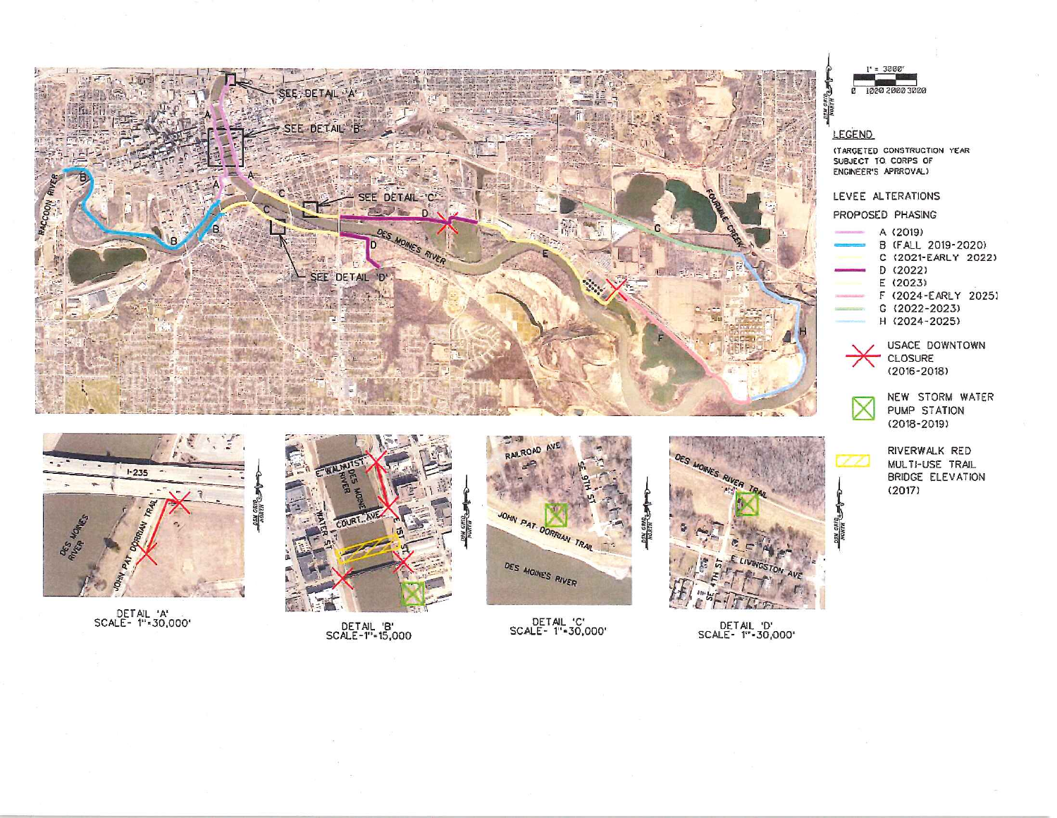1" = 3000'

0 1000 2000 3000

DSM GRID NORTH

SEE DETAIL 'A'

SEE DETAIL 'B'

SEE DETAIL 'C'

SEE DETAIL 'D'

RACCOON RIVER

DES MOINES RIVER

FOURMILE CREEK

A

B

C

D

E

F

G

H

## LEGEND

(TARGETED CONSTRUCTION YEAR SUBJECT TO CORPS OF ENGINEER'S APPROVAL)

LEVEE ALTERATIONS

PROPOSED PHASING

- A (2019)
- B (FALL 2019-2020)
- C (2021-EARLY 2022)
- D (2022)
- E (2023)
- F (2024-EARLY 2025)
- G (2022-2023)
- H (2024-2025)

USACE DOWNTOWN CLOSURE (2016-2018)

NEW STORM WATER PUMP STATION (2018-2019)

RIVERWALK RED MULTI-USE TRAIL BRIDGE ELEVATION (2017)

I-235

DES MOINES RIVER

JOHN PAT DORRIAN TRAIL

DSM GRID NORTH

DETAIL 'A'
SCALE- 1"=30,000'

E WALNUT ST

DES MOINES RIVER

WATER ST

COURT AVE

E 1ST ST

DSM GRID NORTH

DETAIL 'B'
SCALE-1"=15,000

RAILROAD AVE

SE 9TH ST

JOHN PAT DORRIAN TRAIL

DES MOINES RIVER

DSM GRID NORTH

DETAIL 'C'
SCALE- 1"=30,000'

DES MOINES RIVER TRAIL

SE 4TH ST

E LIVINGSTON AVE

DSM GRID NORTH

DETAIL 'D'
SCALE- 1"=30,000'